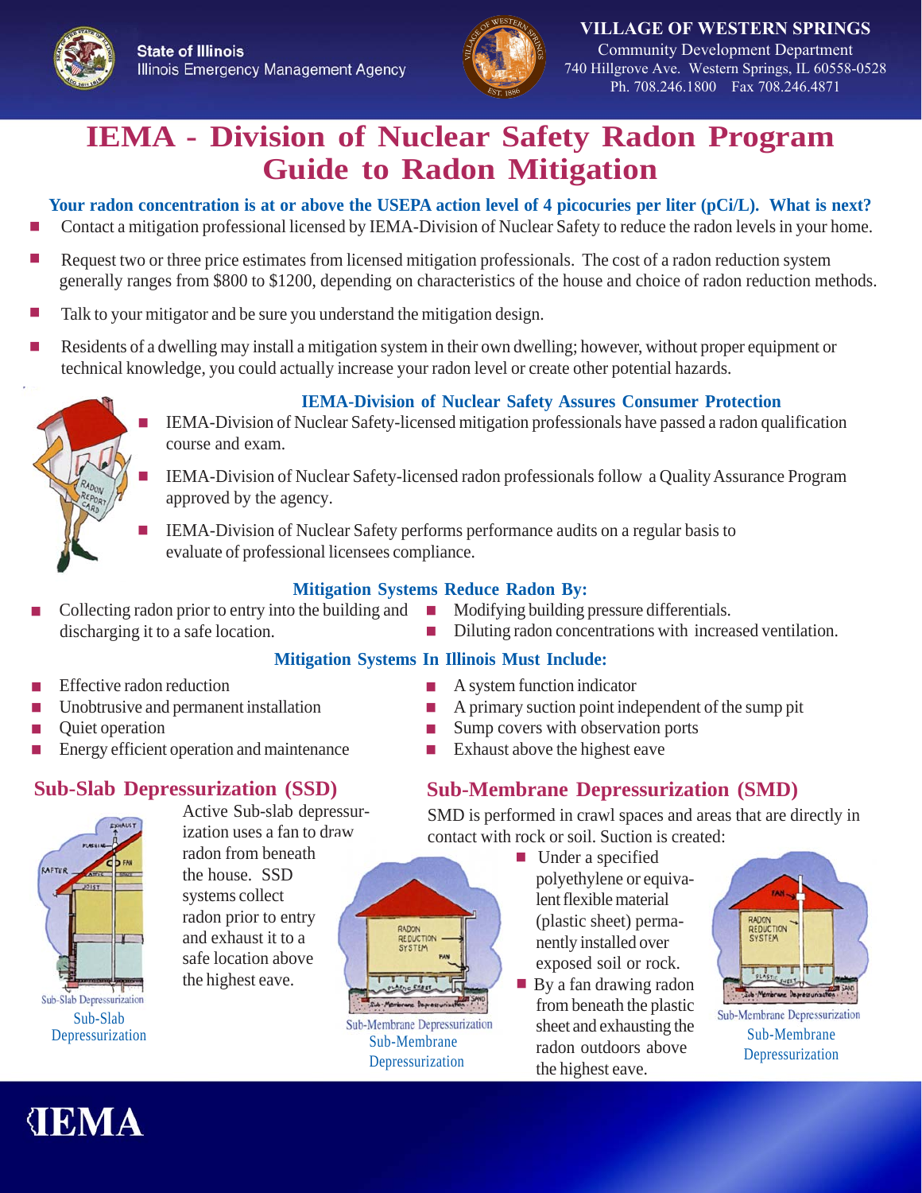State of Illinois
Illinois Emergency Management Agency

**VILLAGE OF WESTERN SPRINGS**
Community Development Department
740 Hillgrove Ave. Western Springs, IL 60558-0528
Ph. 708.246.1800 Fax 708.246.4871

# IEMA - Division of Nuclear Safety Radon Program Guide to Radon Mitigation

**Your radon concentration is at or above the USEPA action level of 4 picocuries per liter (pCi/L). What is next?**

- Contact a mitigation professional licensed by IEMA-Division of Nuclear Safety to reduce the radon levels in your home.
- Request two or three price estimates from licensed mitigation professionals. The cost of a radon reduction system generally ranges from $800 to $1200, depending on characteristics of the house and choice of radon reduction methods.
- Talk to your mitigator and be sure you understand the mitigation design.
- Residents of a dwelling may install a mitigation system in their own dwelling; however, without proper equipment or technical knowledge, you could actually increase your radon level or create other potential hazards.

## IEMA-Division of Nuclear Safety Assures Consumer Protection

- IEMA-Division of Nuclear Safety-licensed mitigation professionals have passed a radon qualification course and exam.
- IEMA-Division of Nuclear Safety-licensed radon professionals follow a Quality Assurance Program approved by the agency.
- IEMA-Division of Nuclear Safety performs performance audits on a regular basis to evaluate of professional licensees compliance.

## Mitigation Systems Reduce Radon By:

- Collecting radon prior to entry into the building and discharging it to a safe location.
- Modifying building pressure differentials.
- Diluting radon concentrations with increased ventilation.

## Mitigation Systems In Illinois Must Include:

- Effective radon reduction
- Unobtrusive and permanent installation
- Quiet operation
- Energy efficient operation and maintenance
- A system function indicator
- A primary suction point independent of the sump pit
- Sump covers with observation ports
- Exhaust above the highest eave

## Sub-Slab Depressurization (SSD)

Active Sub-slab depressurization uses a fan to draw radon from beneath the house. SSD systems collect radon prior to entry and exhaust it to a safe location above the highest eave.

Sub-Slab Depressurization

## Sub-Membrane Depressurization (SMD)

SMD is performed in crawl spaces and areas that are directly in contact with rock or soil. Suction is created:

- Under a specified polyethylene or equivalent flexible material (plastic sheet) permanently installed over exposed soil or rock.
- By a fan drawing radon from beneath the plastic sheet and exhausting the radon outdoors above the highest eave.

Sub-Membrane Depressurization

Sub-Membrane Depressurization

IEMA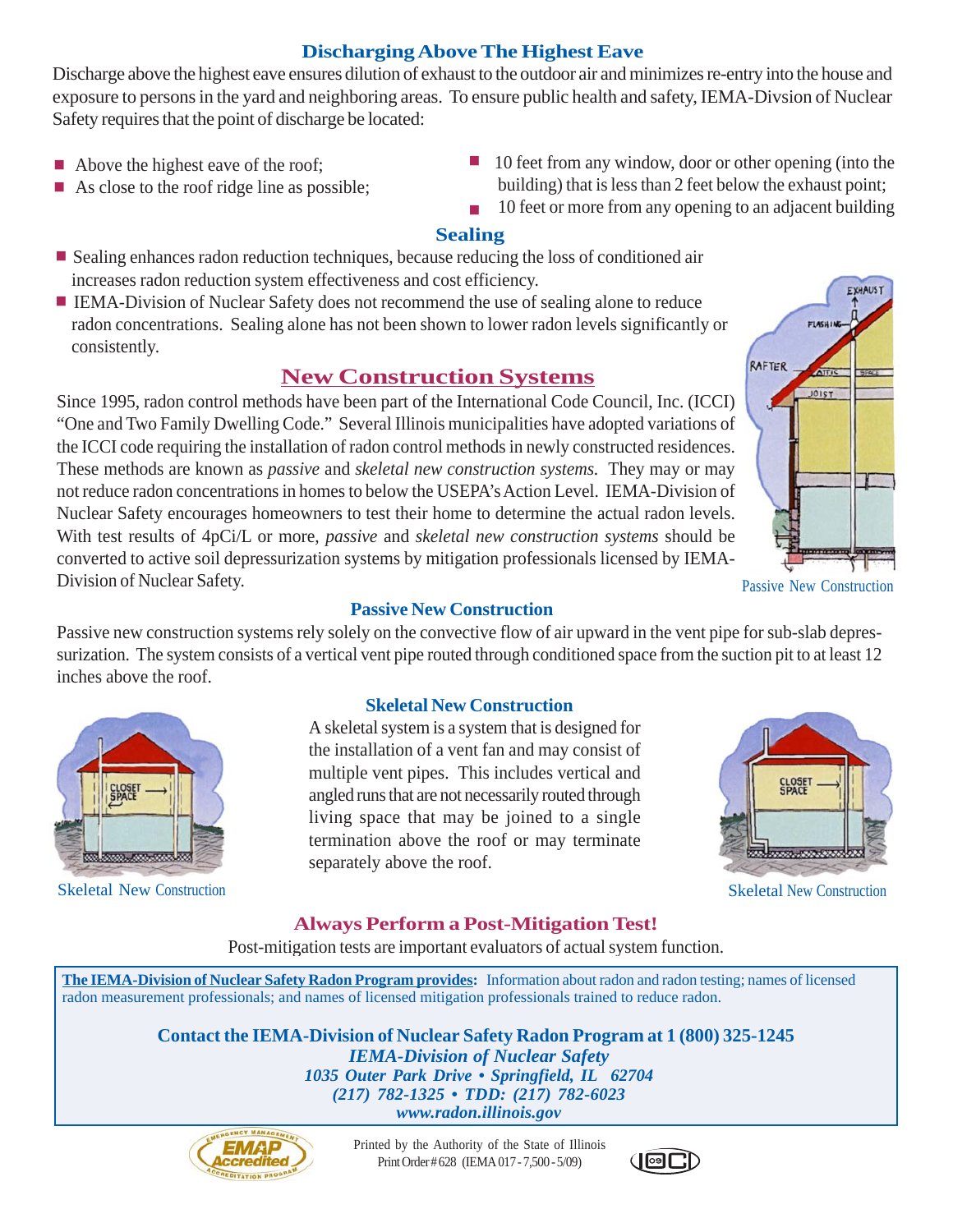### Discharging Above The Highest Eave

Discharge above the highest eave ensures dilution of exhaust to the outdoor air and minimizes re-entry into the house and exposure to persons in the yard and neighboring areas. To ensure public health and safety, IEMA-Divsion of Nuclear Safety requires that the point of discharge be located:

- Above the highest eave of the roof;
- As close to the roof ridge line as possible;
- 10 feet from any window, door or other opening (into the building) that is less than 2 feet below the exhaust point;
- 10 feet or more from any opening to an adjacent building

### Sealing

- Sealing enhances radon reduction techniques, because reducing the loss of conditioned air increases radon reduction system effectiveness and cost efficiency.
- IEMA-Division of Nuclear Safety does not recommend the use of sealing alone to reduce radon concentrations. Sealing alone has not been shown to lower radon levels significantly or consistently.

## New Construction Systems

Since 1995, radon control methods have been part of the International Code Council, Inc. (ICCI) "One and Two Family Dwelling Code." Several Illinois municipalities have adopted variations of the ICCI code requiring the installation of radon control methods in newly constructed residences. These methods are known as *passive* and *skeletal new construction systems.* They may or may not reduce radon concentrations in homes to below the USEPA's Action Level. IEMA-Division of Nuclear Safety encourages homeowners to test their home to determine the actual radon levels. With test results of 4pCi/L or more, *passive* and *skeletal new construction systems* should be converted to active soil depressurization systems by mitigation professionals licensed by IEMA-Division of Nuclear Safety.

Passive New Construction

### Passive New Construction

Passive new construction systems rely solely on the convective flow of air upward in the vent pipe for sub-slab depressurization. The system consists of a vertical vent pipe routed through conditioned space from the suction pit to at least 12 inches above the roof.

### Skeletal New Construction

A skeletal system is a system that is designed for the installation of a vent fan and may consist of multiple vent pipes. This includes vertical and angled runs that are not necessarily routed through living space that may be joined to a single termination above the roof or may terminate separately above the roof.

Skeletal New Construction

Skeletal New Construction

### Always Perform a Post-Mitigation Test!

Post-mitigation tests are important evaluators of actual system function.

**The IEMA-Division of Nuclear Safety Radon Program provides:** Information about radon and radon testing; names of licensed radon measurement professionals; and names of licensed mitigation professionals trained to reduce radon.

**Contact the IEMA-Division of Nuclear Safety Radon Program at 1 (800) 325-1245**

***IEMA-Division of Nuclear Safety***
***1035 Outer Park Drive • Springfield, IL 62704***
***(217) 782-1325 • TDD: (217) 782-6023***
***www.radon.illinois.gov***

Printed by the Authority of the State of Illinois
Print Order # 628 (IEMA 017 - 7,500 - 5/09)